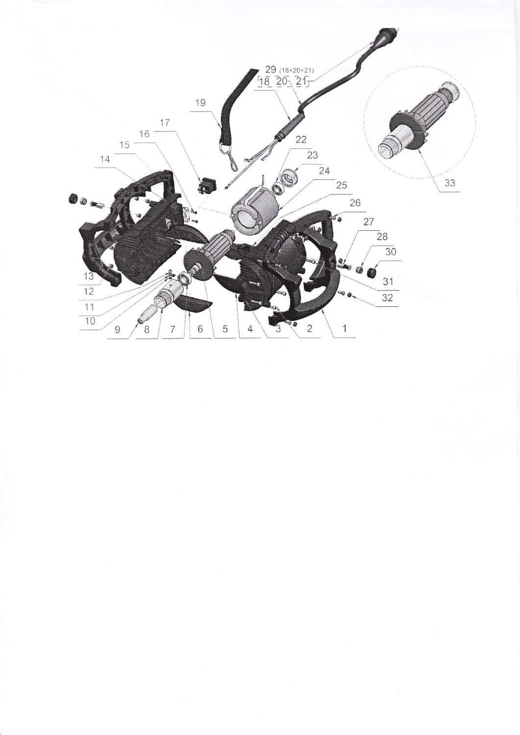29 (18+20+21)

18 20 21

19

17

16

15

14

22

23

24

25

26

27

28

30

31

32

33

13

12

11

10

9 8 7 6 5 4 3 2 1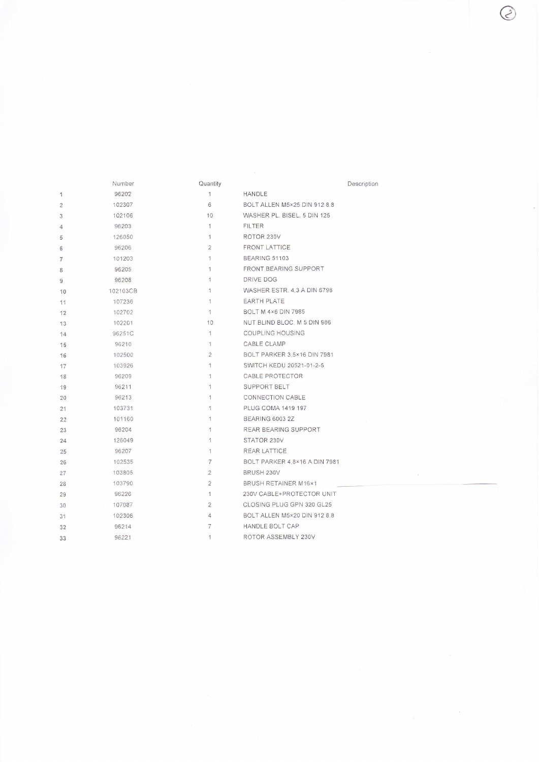| | Number | Quantity | Description |
|---|---|---|---|
| 1 | 96202 | 1 | HANDLE |
| 2 | 102307 | 6 | BOLT ALLEN M5×25 DIN 912 8.8 |
| 3 | 102106 | 10 | WASHER PL. BISEL. 5 DIN 125 |
| 4 | 96203 | 1 | FILTER |
| 5 | 126050 | 1 | ROTOR 230V |
| 6 | 96206 | 2 | FRONT LATTICE |
| 7 | 101203 | 1 | BEARING 51103 |
| 8 | 96205 | 1 | FRONT BEARING SUPPORT |
| 9 | 96208 | 1 | DRIVE DOG |
| 10 | 102103CB | 1 | WASHER ESTR. 4,3 A DIN 6798 |
| 11 | 107236 | 1 | EARTH PLATE |
| 12 | 102702 | 1 | BOLT M 4×6 DIN 7985 |
| 13 | 102201 | 10 | NUT BLIND BLOC. M 5 DIN 986 |
| 14 | 96251C | 1 | COUPLING HOUSING |
| 15 | 96210 | 1 | CABLE CLAMP |
| 16 | 102500 | 2 | BOLT PARKER 3,5×16 DIN 7981 |
| 17 | 103926 | 1 | SWITCH KEDU 20521-01-2-5 |
| 18 | 96209 | 1 | CABLE PROTECTOR |
| 19 | 96211 | 1 | SUPPORT BELT |
| 20 | 96213 | 1 | CONNECTION CABLE |
| 21 | 103731 | 1 | PLUG COMA 1419 197 |
| 22 | 101160 | 1 | BEARING 6003 2Z |
| 23 | 96204 | 1 | REAR BEARING SUPPORT |
| 24 | 126049 | 1 | STATOR 230V |
| 25 | 96207 | 1 | REAR LATTICE |
| 26 | 102535 | 7 | BOLT PARKER 4,8×16 A DIN 7981 |
| 27 | 103805 | 2 | BRUSH 230V |
| 28 | 103790 | 2 | BRUSH RETAINER M16×1 |
| 29 | 96226 | 1 | 230V CABLE+PROTECTOR UNIT |
| 30 | 107087 | 2 | CLOSING PLUG GPN 320 GL25 |
| 31 | 102306 | 4 | BOLT ALLEN M5×20 DIN 912 8.8 |
| 32 | 96214 | 7 | HANDLE BOLT CAP |
| 33 | 96221 | 1 | ROTOR ASSEMBLY 230V |